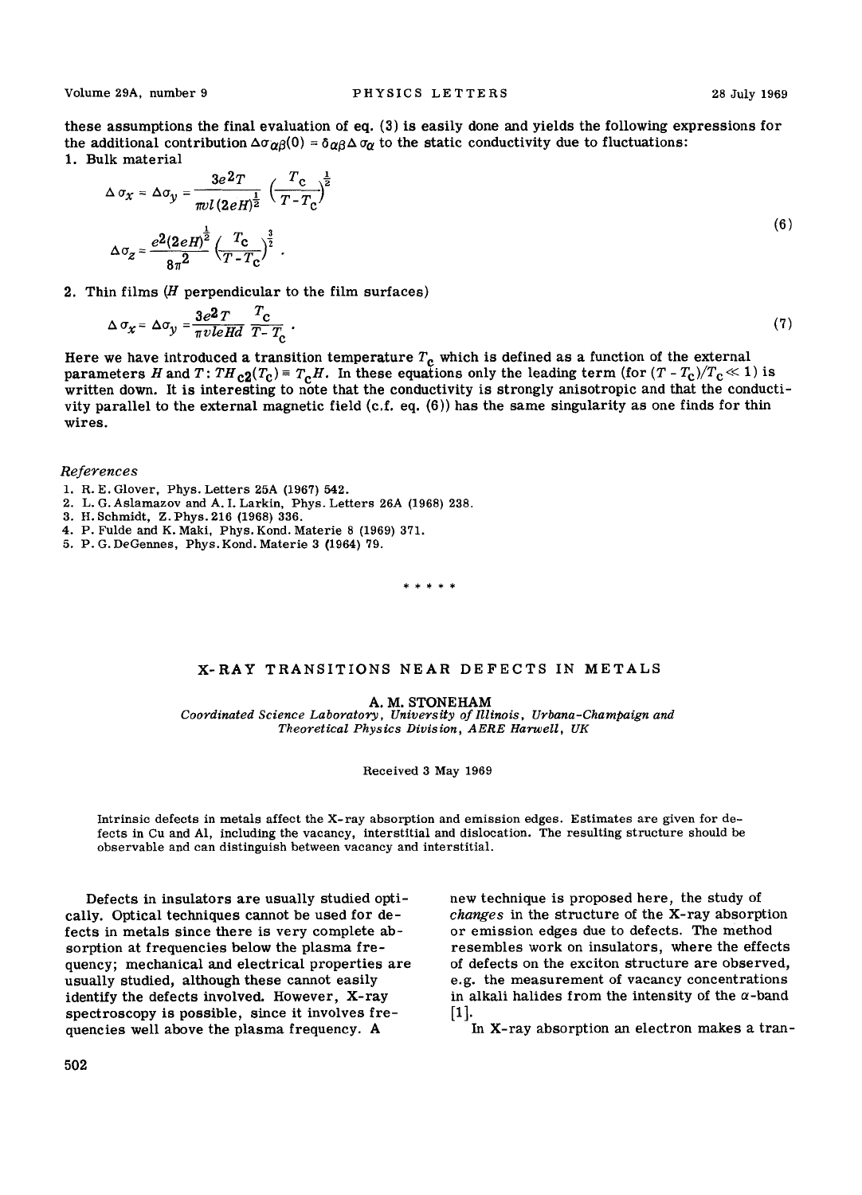these assumptions the final evaluation of eq. (3) is easily done and yields the following expressions for the additional contribution $\Delta\sigma_{\alpha\beta}(0) = \delta_{\alpha\beta}\Delta\sigma_{\alpha}$ to the static conductivity due to fluctuations:

1. Bulk material

$$\Delta\sigma_x = \Delta\sigma_y = \frac{3e^2 T}{\pi v l (2eH)^{\frac{1}{2}}} \left(\frac{T_c}{T - T_c}\right)^{\frac{1}{2}}$$

$$\Delta\sigma_z = \frac{e^2 (2eH)^{\frac{1}{2}}}{8\pi^2} \left(\frac{T_c}{T - T_c}\right)^{\frac{3}{2}} . \tag{6}$$

2. Thin films ($H$ perpendicular to the film surfaces)

$$\Delta\sigma_x = \Delta\sigma_y = \frac{3e^2 T}{\pi v l e H d} \frac{T_c}{T - T_c} . \tag{7}$$

Here we have introduced a transition temperature $T_c$ which is defined as a function of the external parameters $H$ and $T$: $TH_{c2}(T_c) \equiv T_c H$. In these equations only the leading term (for $(T - T_c)/T_c \ll 1$) is written down. It is interesting to note that the conductivity is strongly anisotropic and that the conductivity parallel to the external magnetic field (c.f. eq. (6)) has the same singularity as one finds for thin wires.

*References*

1. R. E. Glover, Phys. Letters 25A (1967) 542.
2. L. G. Aslamazov and A. I. Larkin, Phys. Letters 26A (1968) 238.
3. H. Schmidt, Z. Phys. 216 (1968) 336.
4. P. Fulde and K. Maki, Phys. Kond. Materie 8 (1969) 371.
5. P. G. DeGennes, Phys. Kond. Materie 3 (1964) 79.

\* \* \* \* \*

# X-RAY TRANSITIONS NEAR DEFECTS IN METALS

**A. M. STONEHAM**

*Coordinated Science Laboratory, University of Illinois, Urbana-Champaign and Theoretical Physics Division, AERE Harwell, UK*

Received 3 May 1969

Intrinsic defects in metals affect the X-ray absorption and emission edges. Estimates are given for defects in Cu and Al, including the vacancy, interstitial and dislocation. The resulting structure should be observable and can distinguish between vacancy and interstitial.

Defects in insulators are usually studied optically. Optical techniques cannot be used for defects in metals since there is very complete absorption at frequencies below the plasma frequency; mechanical and electrical properties are usually studied, although these cannot easily identify the defects involved. However, X-ray spectroscopy is possible, since it involves frequencies well above the plasma frequency. A new technique is proposed here, the study of *changes* in the structure of the X-ray absorption or emission edges due to defects. The method resembles work on insulators, where the effects of defects on the exciton structure are observed, e.g. the measurement of vacancy concentrations in alkali halides from the intensity of the $\alpha$-band [1].

In X-ray absorption an electron makes a tran-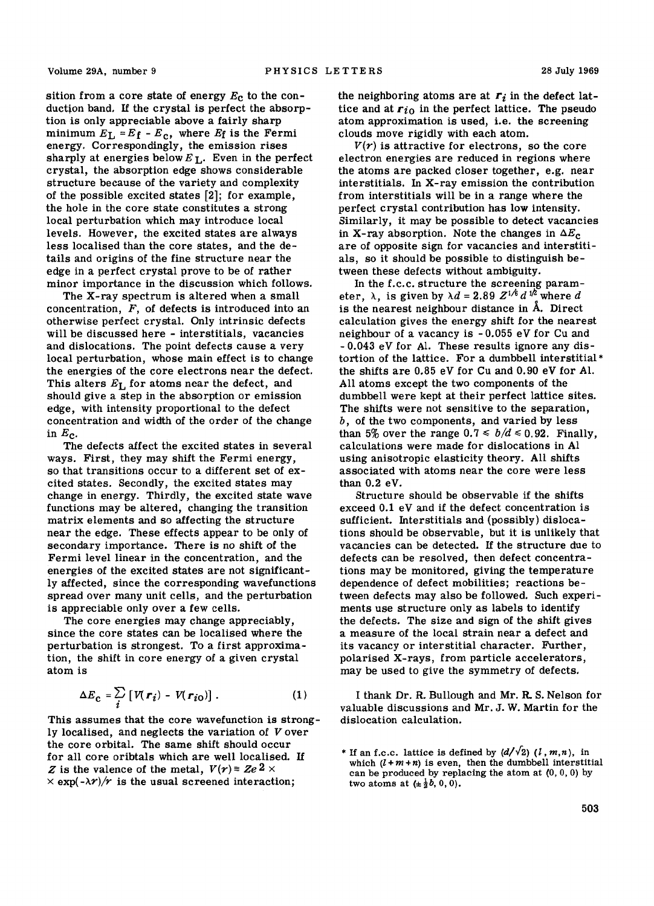sition from a core state of energy $E_c$ to the conduction band. If the crystal is perfect the absorption is only appreciable above a fairly sharp minimum $E_L = E_f - E_c$, where $E_f$ is the Fermi energy. Correspondingly, the emission rises sharply at energies below $E_L$. Even in the perfect crystal, the absorption edge shows considerable structure because of the variety and complexity of the possible excited states [2]; for example, the hole in the core state constitutes a strong local perturbation which may introduce local levels. However, the excited states are always less localised than the core states, and the details and origins of the fine structure near the edge in a perfect crystal prove to be of rather minor importance in the discussion which follows.

The X-ray spectrum is altered when a small concentration, $F$, of defects is introduced into an otherwise perfect crystal. Only intrinsic defects will be discussed here - interstitials, vacancies and dislocations. The point defects cause a very local perturbation, whose main effect is to change the energies of the core electrons near the defect. This alters $E_L$ for atoms near the defect, and should give a step in the absorption or emission edge, with intensity proportional to the defect concentration and width of the order of the change in $E_c$.

The defects affect the excited states in several ways. First, they may shift the Fermi energy, so that transitions occur to a different set of excited states. Secondly, the excited states may change in energy. Thirdly, the excited state wave functions may be altered, changing the transition matrix elements and so affecting the structure near the edge. These effects appear to be only of secondary importance. There is no shift of the Fermi level linear in the concentration, and the energies of the excited states are not significantly affected, since the corresponding wavefunctions spread over many unit cells, and the perturbation is appreciable only over a few cells.

The core energies may change appreciably, since the core states can be localised where the perturbation is strongest. To a first approximation, the shift in core energy of a given crystal atom is

$$\Delta E_c = \sum_i \left[ V(\boldsymbol{r}_i) - V(\boldsymbol{r}_{i0}) \right] . \tag{1}$$

This assumes that the core wavefunction is strongly localised, and neglects the variation of $V$ over the core orbital. The same shift should occur for all core oribtals which are well localised. If $Z$ is the valence of the metal, $V(r) \equiv Ze^2 \times \exp(-\lambda r)/r$ is the usual screened interaction; the neighboring atoms are at $\boldsymbol{r}_i$ in the defect lattice and at $\boldsymbol{r}_{i0}$ in the perfect lattice. The pseudo atom approximation is used, i.e. the screening clouds move rigidly with each atom.

$V(r)$ is attractive for electrons, so the core electron energies are reduced in regions where the atoms are packed closer together, e.g. near interstitials. In X-ray emission the contribution from interstitials will be in a range where the perfect crystal contribution has low intensity. Similarly, it may be possible to detect vacancies in X-ray absorption. Note the changes in $\Delta E_c$ are of opposite sign for vacancies and interstitials, so it should be possible to distinguish between these defects without ambiguity.

In the f.c.c. structure the screening parameter, $\lambda$, is given by $\lambda d = 2.89\, Z^{1/6} d^{1/2}$ where $d$ is the nearest neighbour distance in Å. Direct calculation gives the energy shift for the nearest neighbour of a vacancy is $-0.055$ eV for Cu and $-0.043$ eV for Al. These results ignore any distortion of the lattice. For a dumbbell interstitial* the shifts are 0.85 eV for Cu and 0.90 eV for Al. All atoms except the two components of the dumbbell were kept at their perfect lattice sites. The shifts were not sensitive to the separation, $b$, of the two components, and varied by less than 5% over the range $0.7 \leq b/d \leq 0.92$. Finally, calculations were made for dislocations in Al using anisotropic elasticity theory. All shifts associated with atoms near the core were less than 0.2 eV.

Structure should be observable if the shifts exceed 0.1 eV and if the defect concentration is sufficient. Interstitials and (possibly) dislocations should be observable, but it is unlikely that vacancies can be detected. If the structure due to defects can be resolved, then defect concentrations may be monitored, giving the temperature dependence of defect mobilities; reactions between defects may also be followed. Such experiments use structure only as labels to identify the defects. The size and sign of the shift gives a measure of the local strain near a defect and its vacancy or interstitial character. Further, polarised X-rays, from particle accelerators, may be used to give the symmetry of defects.

I thank Dr. R. Bullough and Mr. R. S. Nelson for valuable discussions and Mr. J. W. Martin for the dislocation calculation.

\* If an f.c.c. lattice is defined by $(d/\sqrt{2})\,(l, m, n)$, in which $(l + m + n)$ is even, then the dumbbell interstitial can be produced by replacing the atom at (0, 0, 0) by two atoms at $(\pm \frac{1}{2}b, 0, 0)$.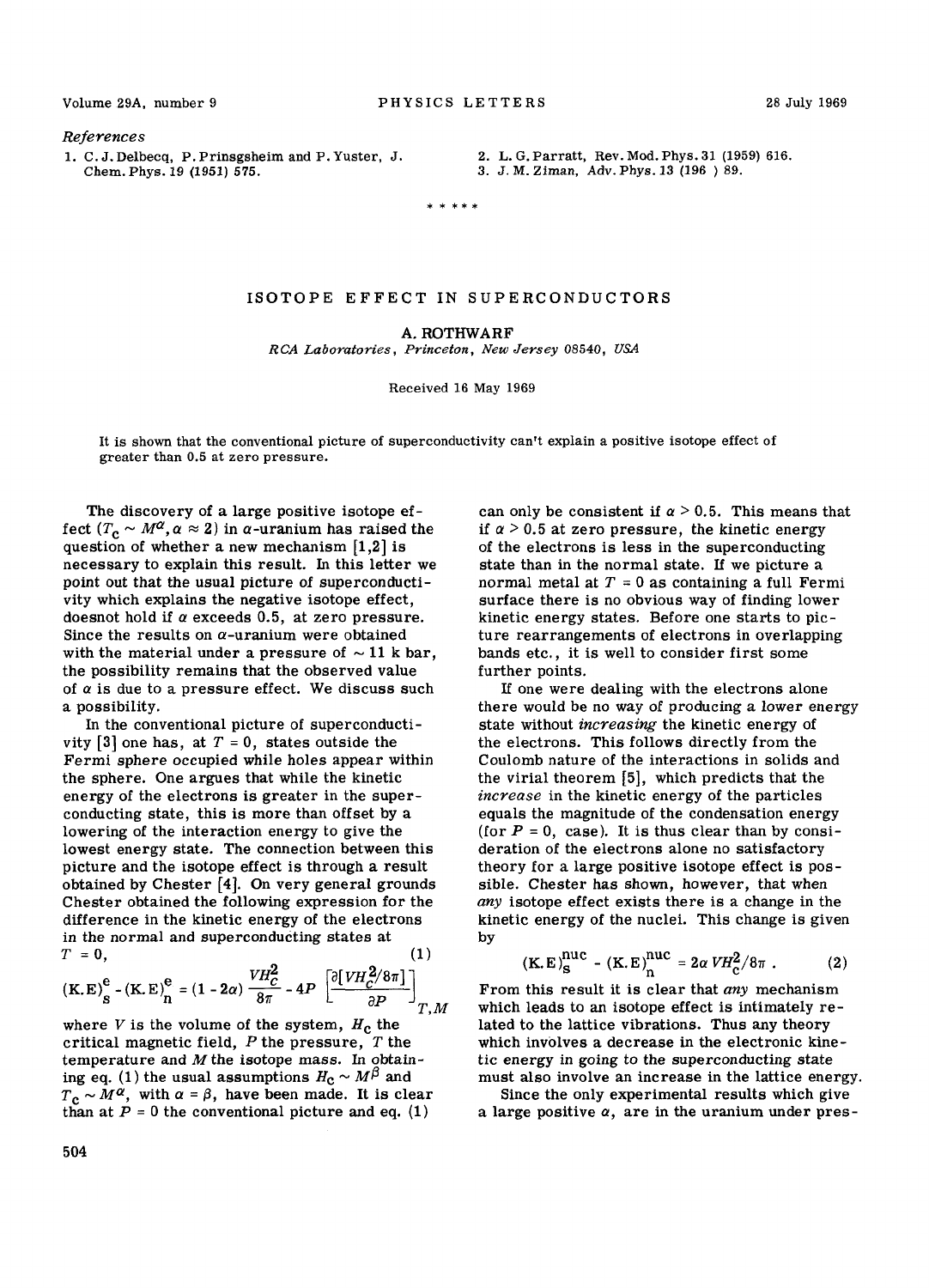## References

1. C. J. Delbecq, P. Prinsgsheim and P. Yuster, J. Chem. Phys. 19 (1951) 575.
2. L. G. Parratt, Rev. Mod. Phys. 31 (1959) 616.
3. J. M. Ziman, Adv. Phys. 13 (196 ) 89.

\* \* \* \* \*

# ISOTOPE EFFECT IN SUPERCONDUCTORS

**A. ROTHWARF**

*RCA Laboratories, Princeton, New Jersey 08540, USA*

Received 16 May 1969

It is shown that the conventional picture of superconductivity can't explain a positive isotope effect of greater than 0.5 at zero pressure.

The discovery of a large positive isotope effect ($T_c \sim M^{\alpha}, \alpha \approx 2$) in $\alpha$-uranium has raised the question of whether a new mechanism [1,2] is necessary to explain this result. In this letter we point out that the usual picture of superconductivity which explains the negative isotope effect, doesnot hold if $\alpha$ exceeds 0.5, at zero pressure. Since the results on $\alpha$-uranium were obtained with the material under a pressure of $\sim 11$ k bar, the possibility remains that the observed value of $\alpha$ is due to a pressure effect. We discuss such a possibility.

In the conventional picture of superconductivity [3] one has, at $T = 0$, states outside the Fermi sphere occupied while holes appear within the sphere. One argues that while the kinetic energy of the electrons is greater in the superconducting state, this is more than offset by a lowering of the interaction energy to give the lowest energy state. The connection between this picture and the isotope effect is through a result obtained by Chester [4]. On very general grounds Chester obtained the following expression for the difference in the kinetic energy of the electrons in the normal and superconducting states at $T = 0$,

$$(\mathrm{K.E})_s^e - (\mathrm{K.E})_n^e = (1 - 2\alpha)\frac{VH_c^2}{8\pi} - 4P\left[\frac{\partial[VH_c^2/8\pi]}{\partial P}\right]_{T,M} \tag{1}$$

where $V$ is the volume of the system, $H_c$ the critical magnetic field, $P$ the pressure, $T$ the temperature and $M$ the isotope mass. In obtaining eq. (1) the usual assumptions $H_c \sim M^{\beta}$ and $T_c \sim M^{\alpha}$, with $\alpha = \beta$, have been made. It is clear than at $P = 0$ the conventional picture and eq. (1) can only be consistent if $\alpha > 0.5$. This means that if $\alpha > 0.5$ at zero pressure, the kinetic energy of the electrons is less in the superconducting state than in the normal state. If we picture a normal metal at $T = 0$ as containing a full Fermi surface there is no obvious way of finding lower kinetic energy states. Before one starts to picture rearrangements of electrons in overlapping bands etc., it is well to consider first some further points.

If one were dealing with the electrons alone there would be no way of producing a lower energy state without *increasing* the kinetic energy of the electrons. This follows directly from the Coulomb nature of the interactions in solids and the virial theorem [5], which predicts that the *increase* in the kinetic energy of the particles equals the magnitude of the condensation energy (for $P = 0$, case). It is thus clear than by consideration of the electrons alone no satisfactory theory for a large positive isotope effect is possible. Chester has shown, however, that when *any* isotope effect exists there is a change in the kinetic energy of the nuclei. This change is given by

$$(\mathrm{K.E})_s^{\mathrm{nuc}} - (\mathrm{K.E})_n^{\mathrm{nuc}} = 2\alpha\, VH_c^2/8\pi\,. \tag{2}$$

From this result it is clear that *any* mechanism which leads to an isotope effect is intimately related to the lattice vibrations. Thus any theory which involves a decrease in the electronic kinetic energy in going to the superconducting state must also involve an increase in the lattice energy.

Since the only experimental results which give a large positive $\alpha$, are in the uranium under pres-